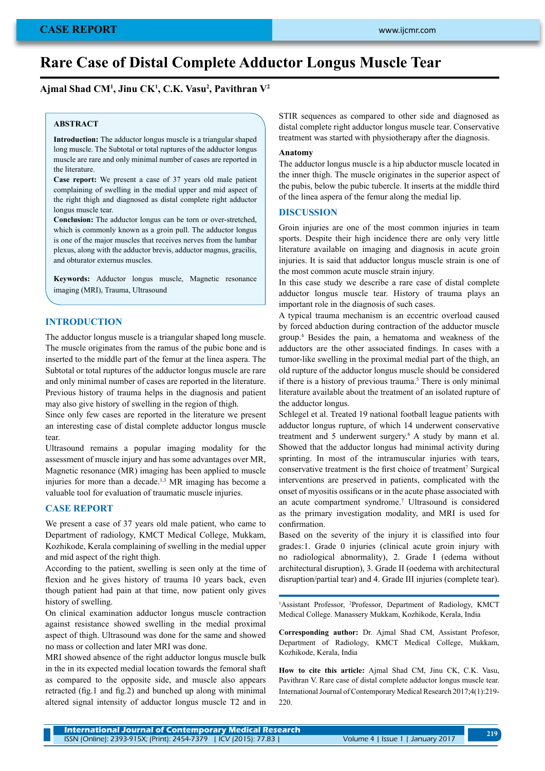# Rare Case of Distal Complete Adductor Longus Muscle Tear

**Ajmal Shad CM[1], Jinu CK[1], C.K. Vasu[2], Pavithran V[2]**

## ABSTRACT

**Introduction:** The adductor longus muscle is a triangular shaped long muscle. The Subtotal or total ruptures of the adductor longus muscle are rare and only minimal number of cases are reported in the literature.

**Case report:** We present a case of 37 years old male patient complaining of swelling in the medial upper and mid aspect of the right thigh and diagnosed as distal complete right adductor longus muscle tear.

**Conclusion:** The adductor longus can be torn or over-stretched, which is commonly known as a groin pull. The adductor longus is one of the major muscles that receives nerves from the lumbar plexus, along with the adductor brevis, adductor magnus, gracilis, and obturator externus muscles.

**Keywords:** Adductor longus muscle, Magnetic resonance imaging (MRI), Trauma, Ultrasound

## INTRODUCTION

The adductor longus muscle is a triangular shaped long muscle. The muscle originates from the ramus of the pubic bone and is inserted to the middle part of the femur at the linea aspera. The Subtotal or total ruptures of the adductor longus muscle are rare and only minimal number of cases are reported in the literature. Previous history of trauma helps in the diagnosis and patient may also give history of swelling in the region of thigh.

Since only few cases are reported in the literature we present an interesting case of distal complete adductor longus muscle tear.

Ultrasound remains a popular imaging modality for the assessment of muscle injury and has some advantages over MR, Magnetic resonance (MR) imaging has been applied to muscle injuries for more than a decade.[1,3] MR imaging has become a valuable tool for evaluation of traumatic muscle injuries.

## CASE REPORT

We present a case of 37 years old male patient, who came to Department of radiology, KMCT Medical College, Mukkam, Kozhikode, Kerala complaining of swelling in the medial upper and mid aspect of the right thigh.

According to the patient, swelling is seen only at the time of flexion and he gives history of trauma 10 years back, even though patient had pain at that time, now patient only gives history of swelling.

On clinical examination adductor longus muscle contraction against resistance showed swelling in the medial proximal aspect of thigh. Ultrasound was done for the same and showed no mass or collection and later MRI was done.

MRI showed absence of the right adductor longus muscle bulk in the in its expected medial location towards the femoral shaft as compared to the opposite side, and muscle also appears retracted (fig.1 and fig.2) and bunched up along with minimal altered signal intensity of adductor longus muscle T2 and in STIR sequences as compared to other side and diagnosed as distal complete right adductor longus muscle tear. Conservative treatment was started with physiotherapy after the diagnosis.

### Anatomy

The adductor longus muscle is a hip abductor muscle located in the inner thigh. The muscle originates in the superior aspect of the pubis, below the pubic tubercle. It inserts at the middle third of the linea aspera of the femur along the medial lip.

## DISCUSSION

Groin injuries are one of the most common injuries in team sports. Despite their high incidence there are only very little literature available on imaging and diagnosis in acute groin injuries. It is said that adductor longus muscle strain is one of the most common acute muscle strain injury.

In this case study we describe a rare case of distal complete adductor longus muscle tear. History of trauma plays an important role in the diagnosis of such cases.

A typical trauma mechanism is an eccentric overload caused by forced abduction during contraction of the adductor muscle group.[4] Besides the pain, a hematoma and weakness of the adductors are the other associated findings. In cases with a tumor-like swelling in the proximal medial part of the thigh, an old rupture of the adductor longus muscle should be considered if there is a history of previous trauma.[5] There is only minimal literature available about the treatment of an isolated rupture of the adductor longus.

Schlegel et al. Treated 19 national football league patients with adductor longus rupture, of which 14 underwent conservative treatment and 5 underwent surgery.[6] A study by mann et al. Showed that the adductor longus had minimal activity during sprinting. In most of the intramuscular injuries with tears, conservative treatment is the first choice of treatment[7] Surgical interventions are preserved in patients, complicated with the onset of myositis ossificans or in the acute phase associated with an acute compartment syndrome.[7] Ultrasound is considered as the primary investigation modality, and MRI is used for confirmation.

Based on the severity of the injury it is classified into four grades:1. Grade 0 injuries (clinical acute groin injury with no radiological abnormality), 2. Grade I (edema without architectural disruption), 3. Grade II (oedema with architectural disruption/partial tear) and 4. Grade III injuries (complete tear).

---

[1]Assistant Professor, [2]Professor, Department of Radiology, KMCT Medical College. Manassery Mukkam, Kozhikode, Kerala, India

**Corresponding author:** Dr. Ajmal Shad CM, Assistant Profesor, Department of Radiology, KMCT Medical College, Mukkam, Kozhikode, Kerala, India

**How to cite this article:** Ajmal Shad CM, Jinu CK, C.K. Vasu, Pavithran V. Rare case of distal complete adductor longus muscle tear. International Journal of Contemporary Medical Research 2017;4(1):219-220.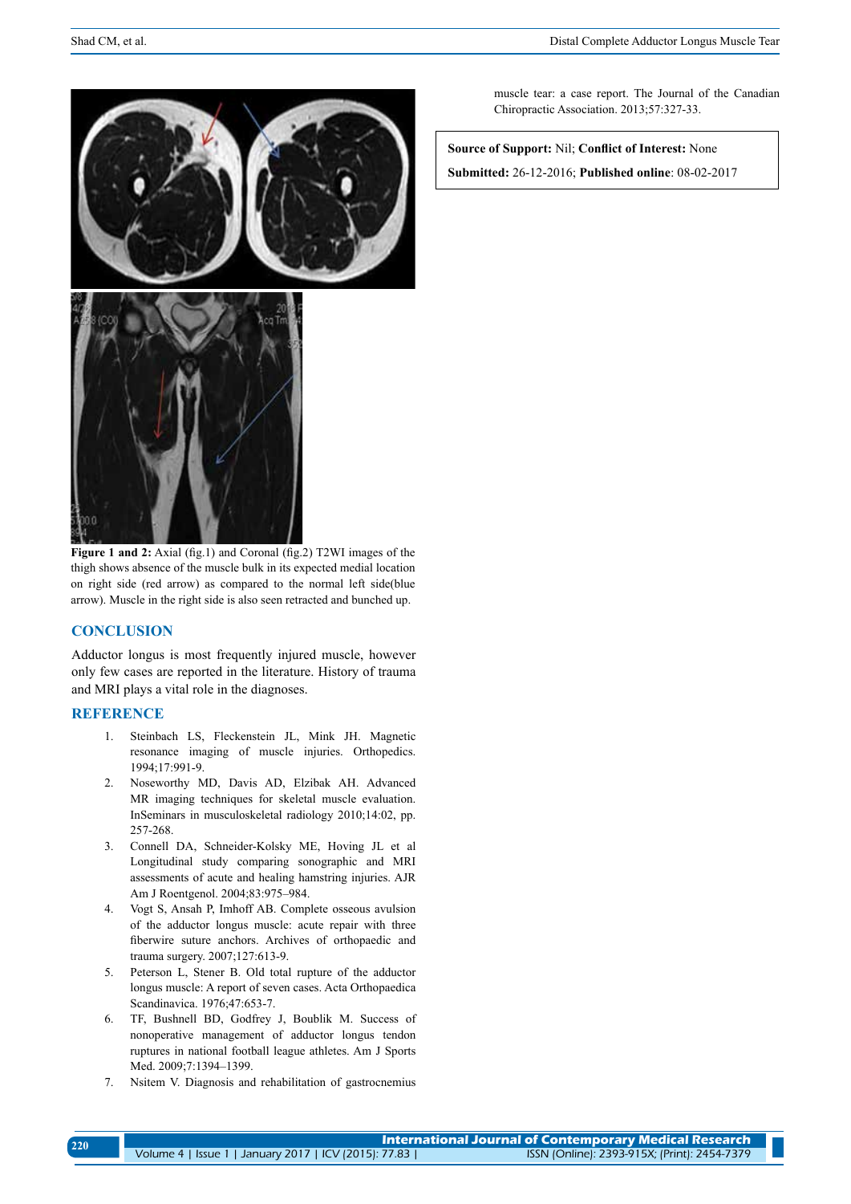Figure 1 and 2: Axial (fig.1) and Coronal (fig.2) T2WI images of the thigh shows absence of the muscle bulk in its expected medial location on right side (red arrow) as compared to the normal left side(blue arrow). Muscle in the right side is also seen retracted and bunched up.

## CONCLUSION

Adductor longus is most frequently injured muscle, however only few cases are reported in the literature. History of trauma and MRI plays a vital role in the diagnoses.

## REFERENCE

1. Steinbach LS, Fleckenstein JL, Mink JH. Magnetic resonance imaging of muscle injuries. Orthopedics. 1994;17:991-9.
2. Noseworthy MD, Davis AD, Elzibak AH. Advanced MR imaging techniques for skeletal muscle evaluation. InSeminars in musculoskeletal radiology 2010;14:02, pp. 257-268.
3. Connell DA, Schneider-Kolsky ME, Hoving JL et al Longitudinal study comparing sonographic and MRI assessments of acute and healing hamstring injuries. AJR Am J Roentgenol. 2004;83:975–984.
4. Vogt S, Ansah P, Imhoff AB. Complete osseous avulsion of the adductor longus muscle: acute repair with three fiberwire suture anchors. Archives of orthopaedic and trauma surgery. 2007;127:613-9.
5. Peterson L, Stener B. Old total rupture of the adductor longus muscle: A report of seven cases. Acta Orthopaedica Scandinavica. 1976;47:653-7.
6. TF, Bushnell BD, Godfrey J, Boublik M. Success of nonoperative management of adductor longus tendon ruptures in national football league athletes. Am J Sports Med. 2009;7:1394–1399.
7. Nsitem V. Diagnosis and rehabilitation of gastrocnemius muscle tear: a case report. The Journal of the Canadian Chiropractic Association. 2013;57:327-33.

**Source of Support:** Nil; **Conflict of Interest:** None

**Submitted:** 26-12-2016; **Published online**: 08-02-2017